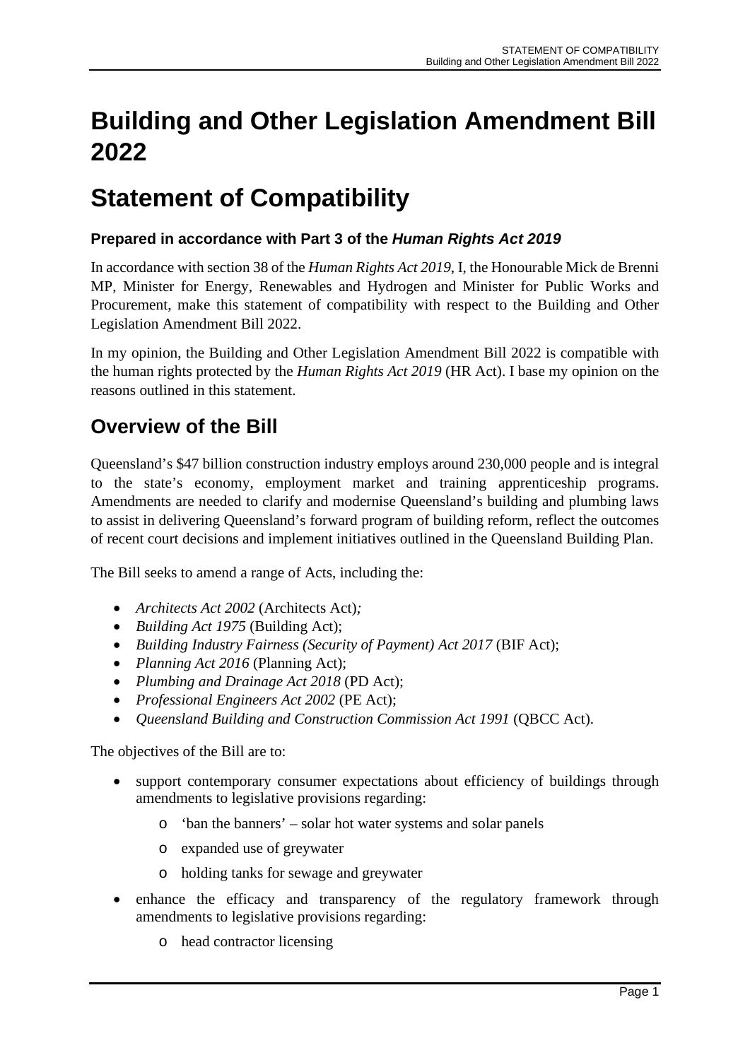# Building and Other Legislation Amendment Bill 2022

# Statement of Compatibility

### Prepared in accordance with Part 3 of the *Human Rights Act 2019*

In accordance with section 38 of the *Human Rights Act 2019*, I, the Honourable Mick de Brenni MP, Minister for Energy, Renewables and Hydrogen and Minister for Public Works and Procurement, make this statement of compatibility with respect to the Building and Other Legislation Amendment Bill 2022.

In my opinion, the Building and Other Legislation Amendment Bill 2022 is compatible with the human rights protected by the *Human Rights Act 2019* (HR Act). I base my opinion on the reasons outlined in this statement.

## Overview of the Bill

Queensland's $47 billion construction industry employs around 230,000 people and is integral to the state's economy, employment market and training apprenticeship programs. Amendments are needed to clarify and modernise Queensland's building and plumbing laws to assist in delivering Queensland's forward program of building reform, reflect the outcomes of recent court decisions and implement initiatives outlined in the Queensland Building Plan.

The Bill seeks to amend a range of Acts, including the:

- *Architects Act 2002* (Architects Act)*;*
- *Building Act 1975* (Building Act);
- *Building Industry Fairness (Security of Payment) Act 2017* (BIF Act);
- *Planning Act 2016* (Planning Act);
- *Plumbing and Drainage Act 2018* (PD Act);
- *Professional Engineers Act 2002* (PE Act);
- *Queensland Building and Construction Commission Act 1991* (QBCC Act).

The objectives of the Bill are to:

- support contemporary consumer expectations about efficiency of buildings through amendments to legislative provisions regarding:
  - 'ban the banners' – solar hot water systems and solar panels
  - expanded use of greywater
  - holding tanks for sewage and greywater
- enhance the efficacy and transparency of the regulatory framework through amendments to legislative provisions regarding:
  - head contractor licensing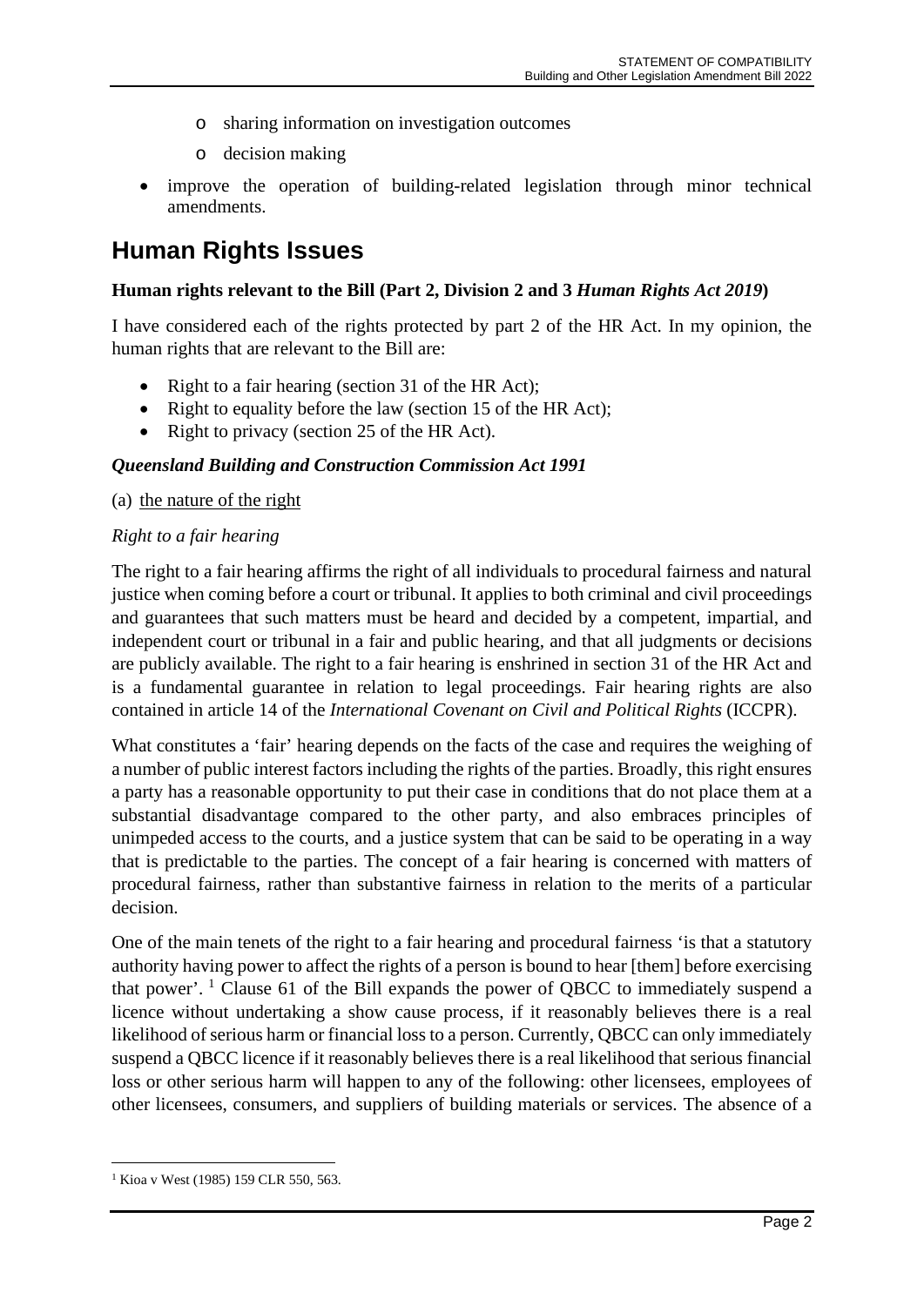- sharing information on investigation outcomes
  - decision making
- improve the operation of building-related legislation through minor technical amendments.

## Human Rights Issues

**Human rights relevant to the Bill (Part 2, Division 2 and 3 *Human Rights Act 2019*)**

I have considered each of the rights protected by part 2 of the HR Act. In my opinion, the human rights that are relevant to the Bill are:

- Right to a fair hearing (section 31 of the HR Act);
- Right to equality before the law (section 15 of the HR Act);
- Right to privacy (section 25 of the HR Act).

***Queensland Building and Construction Commission Act 1991***

(a) <u>the nature of the right</u>

*Right to a fair hearing*

The right to a fair hearing affirms the right of all individuals to procedural fairness and natural justice when coming before a court or tribunal. It applies to both criminal and civil proceedings and guarantees that such matters must be heard and decided by a competent, impartial, and independent court or tribunal in a fair and public hearing, and that all judgments or decisions are publicly available. The right to a fair hearing is enshrined in section 31 of the HR Act and is a fundamental guarantee in relation to legal proceedings. Fair hearing rights are also contained in article 14 of the *International Covenant on Civil and Political Rights* (ICCPR).

What constitutes a 'fair' hearing depends on the facts of the case and requires the weighing of a number of public interest factors including the rights of the parties. Broadly, this right ensures a party has a reasonable opportunity to put their case in conditions that do not place them at a substantial disadvantage compared to the other party, and also embraces principles of unimpeded access to the courts, and a justice system that can be said to be operating in a way that is predictable to the parties. The concept of a fair hearing is concerned with matters of procedural fairness, rather than substantive fairness in relation to the merits of a particular decision.

One of the main tenets of the right to a fair hearing and procedural fairness 'is that a statutory authority having power to affect the rights of a person is bound to hear [them] before exercising that power'. [1] Clause 61 of the Bill expands the power of QBCC to immediately suspend a licence without undertaking a show cause process, if it reasonably believes there is a real likelihood of serious harm or financial loss to a person. Currently, QBCC can only immediately suspend a QBCC licence if it reasonably believes there is a real likelihood that serious financial loss or other serious harm will happen to any of the following: other licensees, employees of other licensees, consumers, and suppliers of building materials or services. The absence of a

[1] Kioa v West (1985) 159 CLR 550, 563.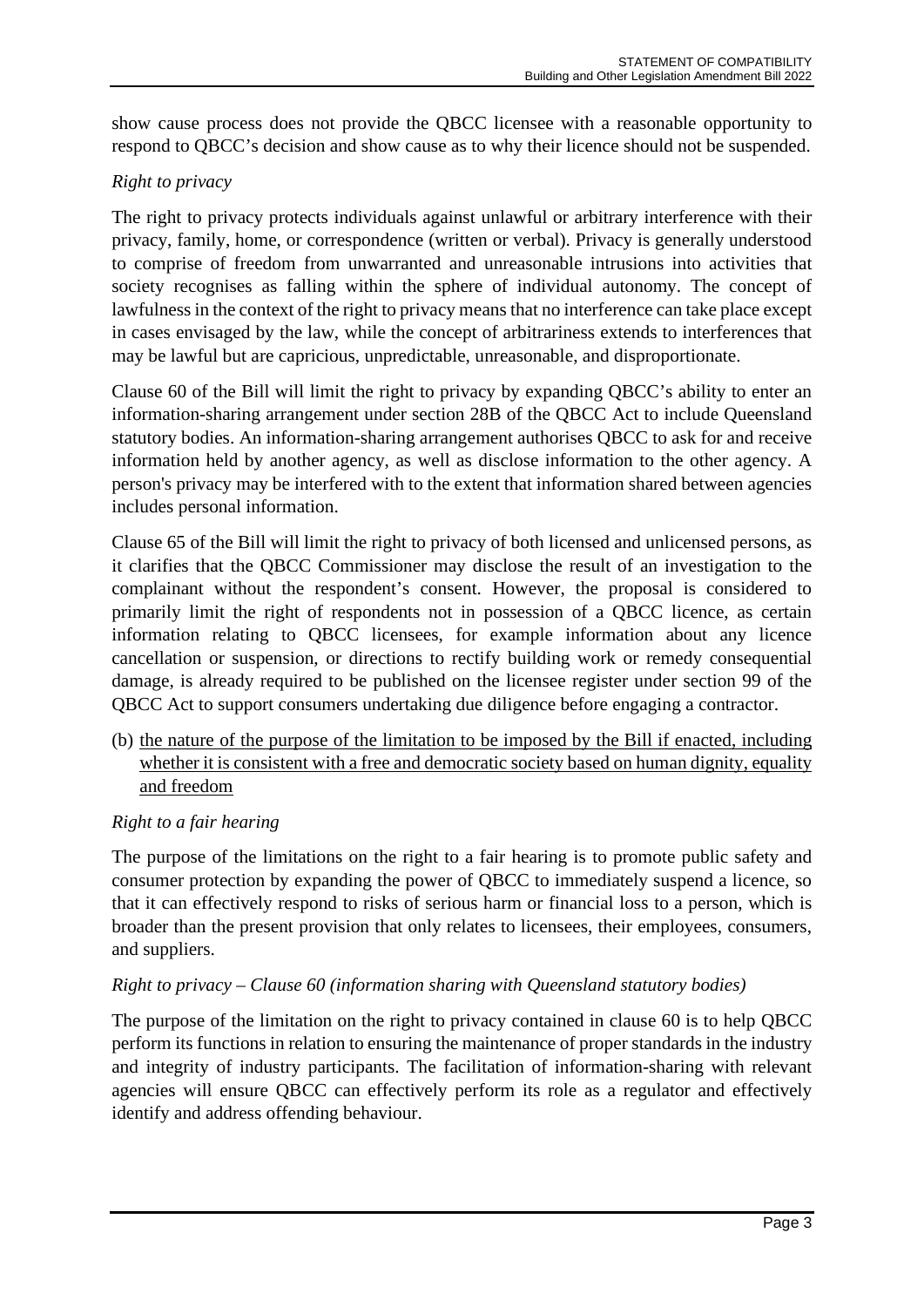show cause process does not provide the QBCC licensee with a reasonable opportunity to respond to QBCC's decision and show cause as to why their licence should not be suspended.

*Right to privacy*

The right to privacy protects individuals against unlawful or arbitrary interference with their privacy, family, home, or correspondence (written or verbal). Privacy is generally understood to comprise of freedom from unwarranted and unreasonable intrusions into activities that society recognises as falling within the sphere of individual autonomy. The concept of lawfulness in the context of the right to privacy means that no interference can take place except in cases envisaged by the law, while the concept of arbitrariness extends to interferences that may be lawful but are capricious, unpredictable, unreasonable, and disproportionate.

Clause 60 of the Bill will limit the right to privacy by expanding QBCC's ability to enter an information-sharing arrangement under section 28B of the QBCC Act to include Queensland statutory bodies. An information-sharing arrangement authorises QBCC to ask for and receive information held by another agency, as well as disclose information to the other agency. A person's privacy may be interfered with to the extent that information shared between agencies includes personal information.

Clause 65 of the Bill will limit the right to privacy of both licensed and unlicensed persons, as it clarifies that the QBCC Commissioner may disclose the result of an investigation to the complainant without the respondent's consent. However, the proposal is considered to primarily limit the right of respondents not in possession of a QBCC licence, as certain information relating to QBCC licensees, for example information about any licence cancellation or suspension, or directions to rectify building work or remedy consequential damage, is already required to be published on the licensee register under section 99 of the QBCC Act to support consumers undertaking due diligence before engaging a contractor.

(b) <u>the nature of the purpose of the limitation to be imposed by the Bill if enacted, including whether it is consistent with a free and democratic society based on human dignity, equality and freedom</u>

*Right to a fair hearing*

The purpose of the limitations on the right to a fair hearing is to promote public safety and consumer protection by expanding the power of QBCC to immediately suspend a licence, so that it can effectively respond to risks of serious harm or financial loss to a person, which is broader than the present provision that only relates to licensees, their employees, consumers, and suppliers.

*Right to privacy – Clause 60 (information sharing with Queensland statutory bodies)*

The purpose of the limitation on the right to privacy contained in clause 60 is to help QBCC perform its functions in relation to ensuring the maintenance of proper standards in the industry and integrity of industry participants. The facilitation of information-sharing with relevant agencies will ensure QBCC can effectively perform its role as a regulator and effectively identify and address offending behaviour.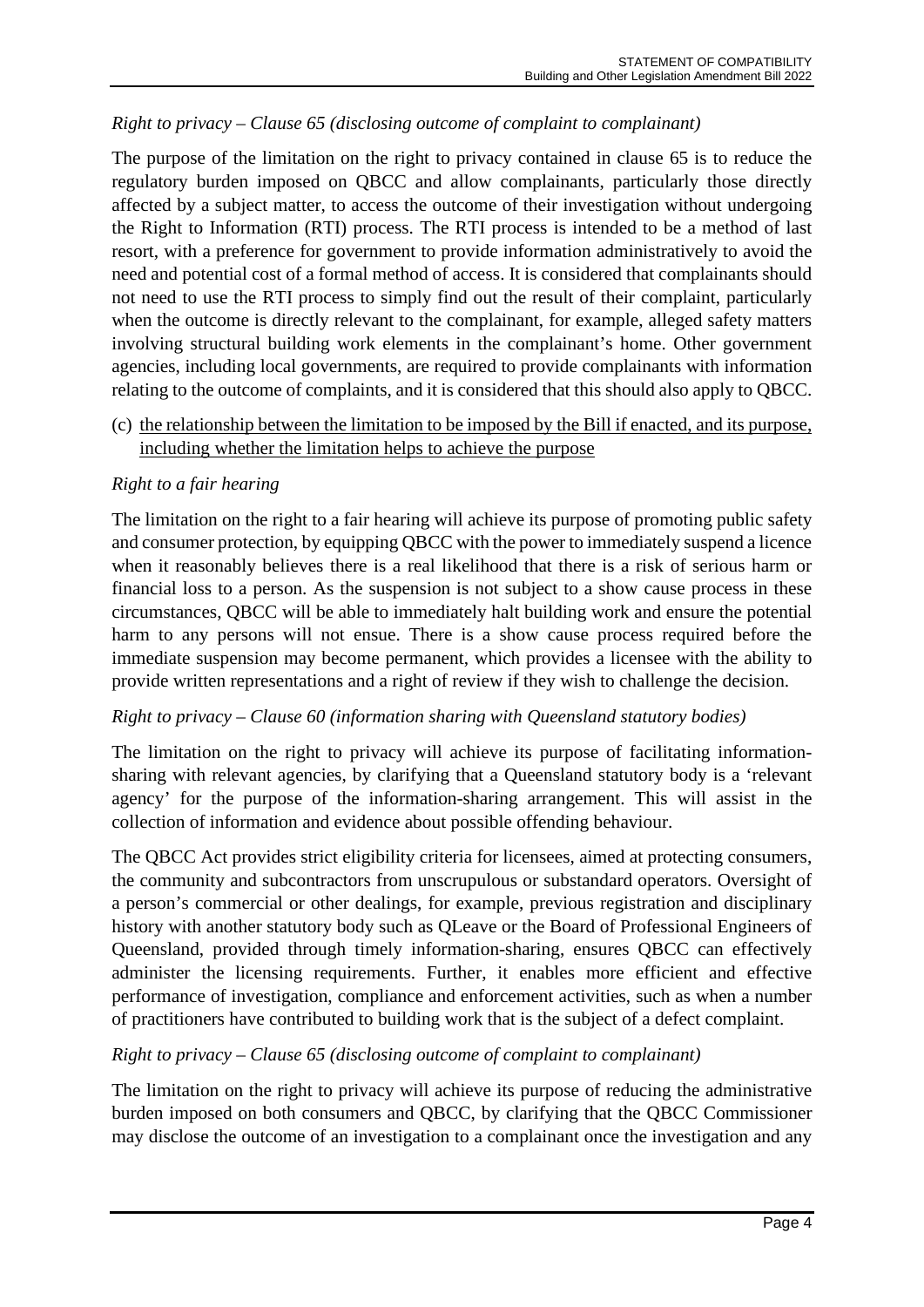*Right to privacy – Clause 65 (disclosing outcome of complaint to complainant)*

The purpose of the limitation on the right to privacy contained in clause 65 is to reduce the regulatory burden imposed on QBCC and allow complainants, particularly those directly affected by a subject matter, to access the outcome of their investigation without undergoing the Right to Information (RTI) process. The RTI process is intended to be a method of last resort, with a preference for government to provide information administratively to avoid the need and potential cost of a formal method of access. It is considered that complainants should not need to use the RTI process to simply find out the result of their complaint, particularly when the outcome is directly relevant to the complainant, for example, alleged safety matters involving structural building work elements in the complainant's home. Other government agencies, including local governments, are required to provide complainants with information relating to the outcome of complaints, and it is considered that this should also apply to QBCC.

(c) <u>the relationship between the limitation to be imposed by the Bill if enacted, and its purpose, including whether the limitation helps to achieve the purpose</u>

*Right to a fair hearing*

The limitation on the right to a fair hearing will achieve its purpose of promoting public safety and consumer protection, by equipping QBCC with the power to immediately suspend a licence when it reasonably believes there is a real likelihood that there is a risk of serious harm or financial loss to a person. As the suspension is not subject to a show cause process in these circumstances, QBCC will be able to immediately halt building work and ensure the potential harm to any persons will not ensue. There is a show cause process required before the immediate suspension may become permanent, which provides a licensee with the ability to provide written representations and a right of review if they wish to challenge the decision.

*Right to privacy – Clause 60 (information sharing with Queensland statutory bodies)*

The limitation on the right to privacy will achieve its purpose of facilitating information-sharing with relevant agencies, by clarifying that a Queensland statutory body is a 'relevant agency' for the purpose of the information-sharing arrangement. This will assist in the collection of information and evidence about possible offending behaviour.

The QBCC Act provides strict eligibility criteria for licensees, aimed at protecting consumers, the community and subcontractors from unscrupulous or substandard operators. Oversight of a person's commercial or other dealings, for example, previous registration and disciplinary history with another statutory body such as QLeave or the Board of Professional Engineers of Queensland, provided through timely information-sharing, ensures QBCC can effectively administer the licensing requirements. Further, it enables more efficient and effective performance of investigation, compliance and enforcement activities, such as when a number of practitioners have contributed to building work that is the subject of a defect complaint.

*Right to privacy – Clause 65 (disclosing outcome of complaint to complainant)*

The limitation on the right to privacy will achieve its purpose of reducing the administrative burden imposed on both consumers and QBCC, by clarifying that the QBCC Commissioner may disclose the outcome of an investigation to a complainant once the investigation and any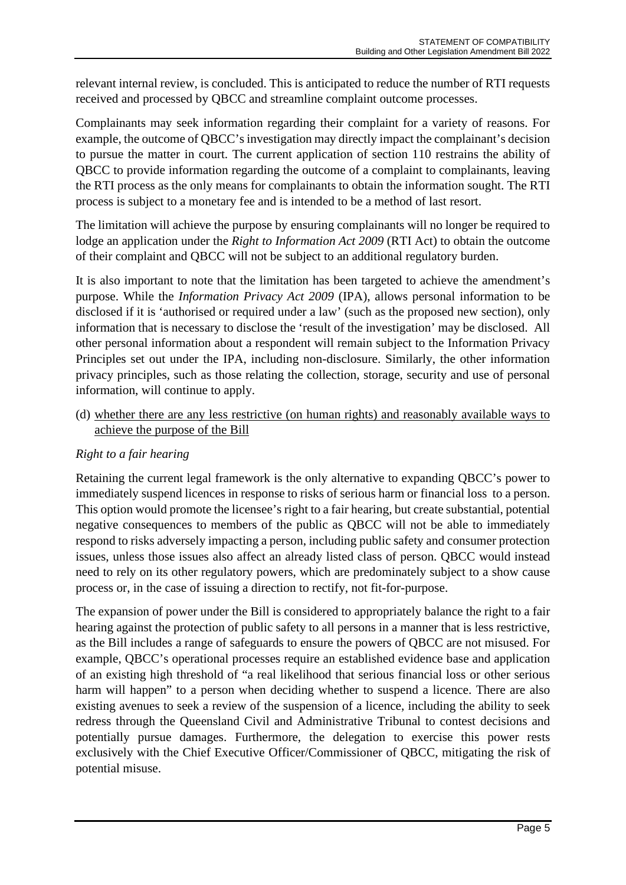relevant internal review, is concluded. This is anticipated to reduce the number of RTI requests received and processed by QBCC and streamline complaint outcome processes.

Complainants may seek information regarding their complaint for a variety of reasons. For example, the outcome of QBCC's investigation may directly impact the complainant's decision to pursue the matter in court. The current application of section 110 restrains the ability of QBCC to provide information regarding the outcome of a complaint to complainants, leaving the RTI process as the only means for complainants to obtain the information sought. The RTI process is subject to a monetary fee and is intended to be a method of last resort.

The limitation will achieve the purpose by ensuring complainants will no longer be required to lodge an application under the *Right to Information Act 2009* (RTI Act) to obtain the outcome of their complaint and QBCC will not be subject to an additional regulatory burden.

It is also important to note that the limitation has been targeted to achieve the amendment's purpose. While the *Information Privacy Act 2009* (IPA), allows personal information to be disclosed if it is 'authorised or required under a law' (such as the proposed new section), only information that is necessary to disclose the 'result of the investigation' may be disclosed. All other personal information about a respondent will remain subject to the Information Privacy Principles set out under the IPA, including non-disclosure. Similarly, the other information privacy principles, such as those relating the collection, storage, security and use of personal information, will continue to apply.

(d) <u>whether there are any less restrictive (on human rights) and reasonably available ways to achieve the purpose of the Bill</u>

*Right to a fair hearing*

Retaining the current legal framework is the only alternative to expanding QBCC's power to immediately suspend licences in response to risks of serious harm or financial loss to a person. This option would promote the licensee's right to a fair hearing, but create substantial, potential negative consequences to members of the public as QBCC will not be able to immediately respond to risks adversely impacting a person, including public safety and consumer protection issues, unless those issues also affect an already listed class of person. QBCC would instead need to rely on its other regulatory powers, which are predominately subject to a show cause process or, in the case of issuing a direction to rectify, not fit-for-purpose.

The expansion of power under the Bill is considered to appropriately balance the right to a fair hearing against the protection of public safety to all persons in a manner that is less restrictive, as the Bill includes a range of safeguards to ensure the powers of QBCC are not misused. For example, QBCC's operational processes require an established evidence base and application of an existing high threshold of "a real likelihood that serious financial loss or other serious harm will happen" to a person when deciding whether to suspend a licence. There are also existing avenues to seek a review of the suspension of a licence, including the ability to seek redress through the Queensland Civil and Administrative Tribunal to contest decisions and potentially pursue damages. Furthermore, the delegation to exercise this power rests exclusively with the Chief Executive Officer/Commissioner of QBCC, mitigating the risk of potential misuse.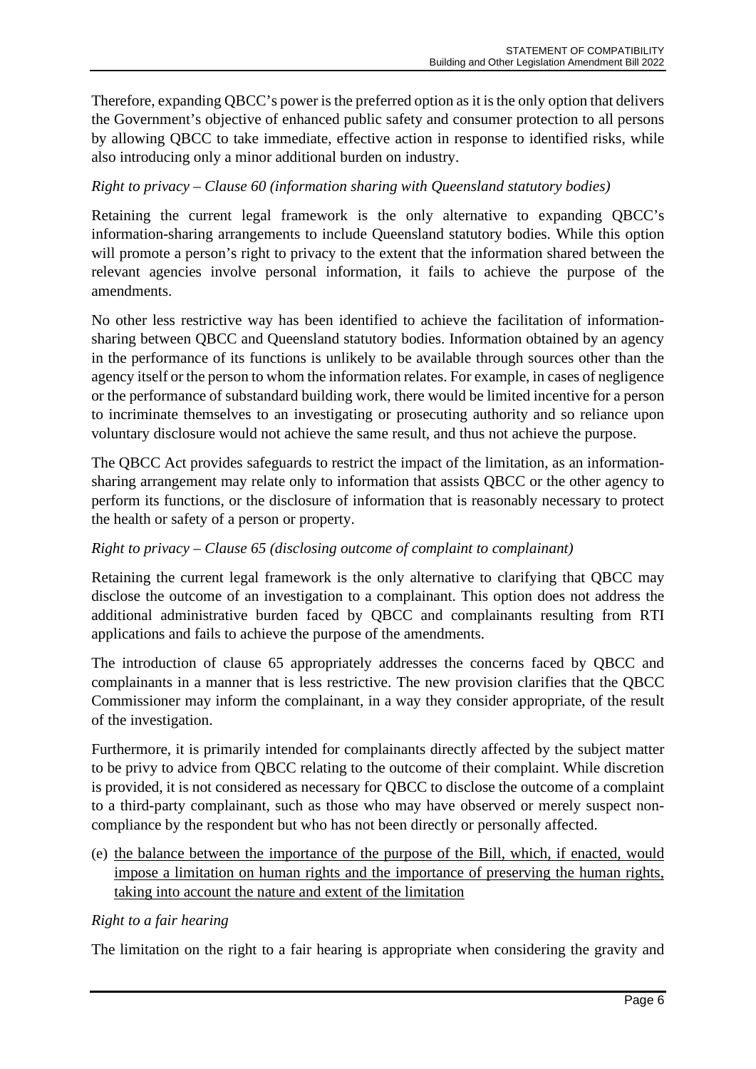Therefore, expanding QBCC's power is the preferred option as it is the only option that delivers the Government's objective of enhanced public safety and consumer protection to all persons by allowing QBCC to take immediate, effective action in response to identified risks, while also introducing only a minor additional burden on industry.

*Right to privacy – Clause 60 (information sharing with Queensland statutory bodies)*

Retaining the current legal framework is the only alternative to expanding QBCC's information-sharing arrangements to include Queensland statutory bodies. While this option will promote a person's right to privacy to the extent that the information shared between the relevant agencies involve personal information, it fails to achieve the purpose of the amendments.

No other less restrictive way has been identified to achieve the facilitation of information-sharing between QBCC and Queensland statutory bodies. Information obtained by an agency in the performance of its functions is unlikely to be available through sources other than the agency itself or the person to whom the information relates. For example, in cases of negligence or the performance of substandard building work, there would be limited incentive for a person to incriminate themselves to an investigating or prosecuting authority and so reliance upon voluntary disclosure would not achieve the same result, and thus not achieve the purpose.

The QBCC Act provides safeguards to restrict the impact of the limitation, as an information-sharing arrangement may relate only to information that assists QBCC or the other agency to perform its functions, or the disclosure of information that is reasonably necessary to protect the health or safety of a person or property.

*Right to privacy – Clause 65 (disclosing outcome of complaint to complainant)*

Retaining the current legal framework is the only alternative to clarifying that QBCC may disclose the outcome of an investigation to a complainant. This option does not address the additional administrative burden faced by QBCC and complainants resulting from RTI applications and fails to achieve the purpose of the amendments.

The introduction of clause 65 appropriately addresses the concerns faced by QBCC and complainants in a manner that is less restrictive. The new provision clarifies that the QBCC Commissioner may inform the complainant, in a way they consider appropriate, of the result of the investigation.

Furthermore, it is primarily intended for complainants directly affected by the subject matter to be privy to advice from QBCC relating to the outcome of their complaint. While discretion is provided, it is not considered as necessary for QBCC to disclose the outcome of a complaint to a third-party complainant, such as those who may have observed or merely suspect non-compliance by the respondent but who has not been directly or personally affected.

(e) <u>the balance between the importance of the purpose of the Bill, which, if enacted, would impose a limitation on human rights and the importance of preserving the human rights, taking into account the nature and extent of the limitation</u>

*Right to a fair hearing*

The limitation on the right to a fair hearing is appropriate when considering the gravity and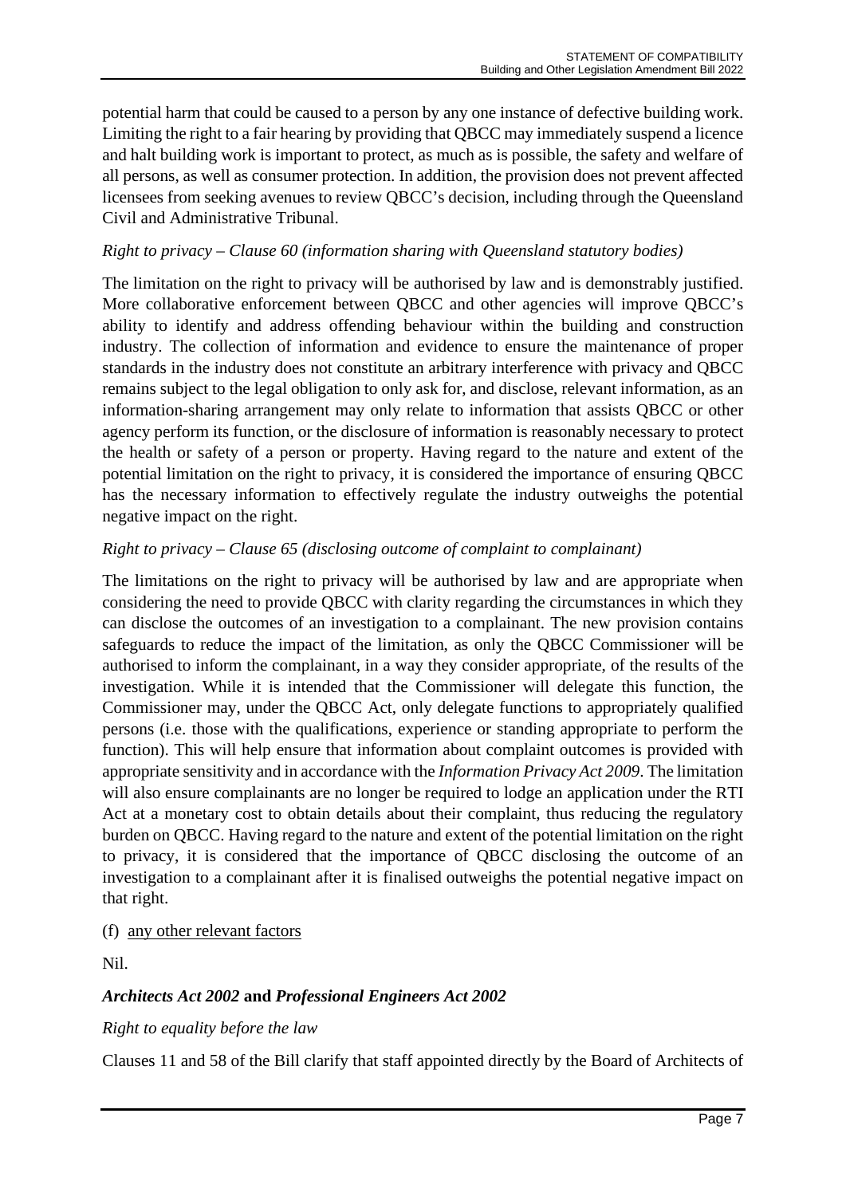potential harm that could be caused to a person by any one instance of defective building work. Limiting the right to a fair hearing by providing that QBCC may immediately suspend a licence and halt building work is important to protect, as much as is possible, the safety and welfare of all persons, as well as consumer protection. In addition, the provision does not prevent affected licensees from seeking avenues to review QBCC's decision, including through the Queensland Civil and Administrative Tribunal.

*Right to privacy – Clause 60 (information sharing with Queensland statutory bodies)*

The limitation on the right to privacy will be authorised by law and is demonstrably justified. More collaborative enforcement between QBCC and other agencies will improve QBCC's ability to identify and address offending behaviour within the building and construction industry. The collection of information and evidence to ensure the maintenance of proper standards in the industry does not constitute an arbitrary interference with privacy and QBCC remains subject to the legal obligation to only ask for, and disclose, relevant information, as an information-sharing arrangement may only relate to information that assists QBCC or other agency perform its function, or the disclosure of information is reasonably necessary to protect the health or safety of a person or property. Having regard to the nature and extent of the potential limitation on the right to privacy, it is considered the importance of ensuring QBCC has the necessary information to effectively regulate the industry outweighs the potential negative impact on the right.

*Right to privacy – Clause 65 (disclosing outcome of complaint to complainant)*

The limitations on the right to privacy will be authorised by law and are appropriate when considering the need to provide QBCC with clarity regarding the circumstances in which they can disclose the outcomes of an investigation to a complainant. The new provision contains safeguards to reduce the impact of the limitation, as only the QBCC Commissioner will be authorised to inform the complainant, in a way they consider appropriate, of the results of the investigation. While it is intended that the Commissioner will delegate this function, the Commissioner may, under the QBCC Act, only delegate functions to appropriately qualified persons (i.e. those with the qualifications, experience or standing appropriate to perform the function). This will help ensure that information about complaint outcomes is provided with appropriate sensitivity and in accordance with the *Information Privacy Act 2009*. The limitation will also ensure complainants are no longer be required to lodge an application under the RTI Act at a monetary cost to obtain details about their complaint, thus reducing the regulatory burden on QBCC. Having regard to the nature and extent of the potential limitation on the right to privacy, it is considered that the importance of QBCC disclosing the outcome of an investigation to a complainant after it is finalised outweighs the potential negative impact on that right.

(f) <u>any other relevant factors</u>

Nil.

***Architects Act 2002* and *Professional Engineers Act 2002***

*Right to equality before the law*

Clauses 11 and 58 of the Bill clarify that staff appointed directly by the Board of Architects of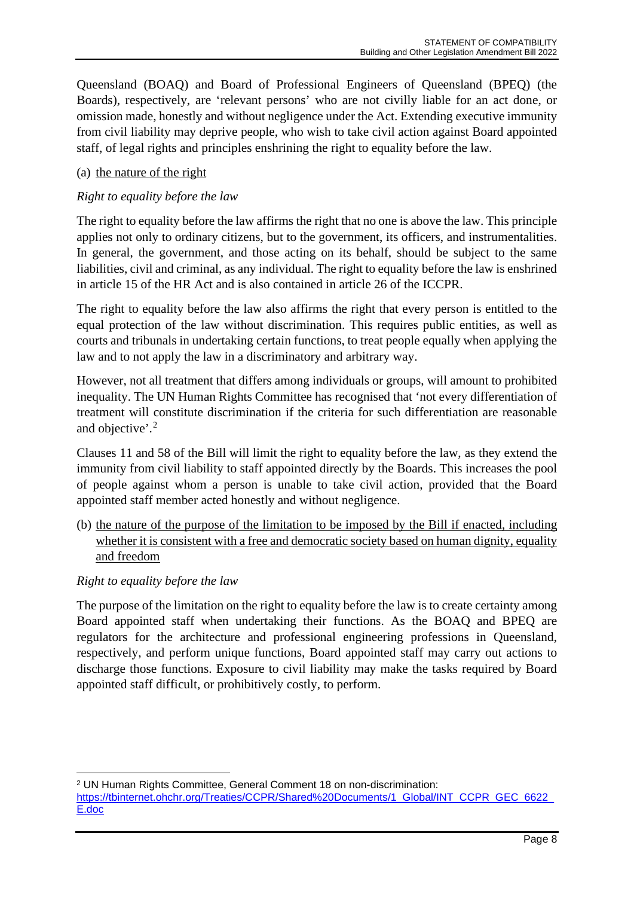Queensland (BOAQ) and Board of Professional Engineers of Queensland (BPEQ) (the Boards), respectively, are 'relevant persons' who are not civilly liable for an act done, or omission made, honestly and without negligence under the Act. Extending executive immunity from civil liability may deprive people, who wish to take civil action against Board appointed staff, of legal rights and principles enshrining the right to equality before the law.

(a) <u>the nature of the right</u>

*Right to equality before the law*

The right to equality before the law affirms the right that no one is above the law. This principle applies not only to ordinary citizens, but to the government, its officers, and instrumentalities. In general, the government, and those acting on its behalf, should be subject to the same liabilities, civil and criminal, as any individual. The right to equality before the law is enshrined in article 15 of the HR Act and is also contained in article 26 of the ICCPR.

The right to equality before the law also affirms the right that every person is entitled to the equal protection of the law without discrimination. This requires public entities, as well as courts and tribunals in undertaking certain functions, to treat people equally when applying the law and to not apply the law in a discriminatory and arbitrary way.

However, not all treatment that differs among individuals or groups, will amount to prohibited inequality. The UN Human Rights Committee has recognised that 'not every differentiation of treatment will constitute discrimination if the criteria for such differentiation are reasonable and objective'.[2]

Clauses 11 and 58 of the Bill will limit the right to equality before the law, as they extend the immunity from civil liability to staff appointed directly by the Boards. This increases the pool of people against whom a person is unable to take civil action, provided that the Board appointed staff member acted honestly and without negligence.

(b) <u>the nature of the purpose of the limitation to be imposed by the Bill if enacted, including whether it is consistent with a free and democratic society based on human dignity, equality and freedom</u>

*Right to equality before the law*

The purpose of the limitation on the right to equality before the law is to create certainty among Board appointed staff when undertaking their functions. As the BOAQ and BPEQ are regulators for the architecture and professional engineering professions in Queensland, respectively, and perform unique functions, Board appointed staff may carry out actions to discharge those functions. Exposure to civil liability may make the tasks required by Board appointed staff difficult, or prohibitively costly, to perform.

---

[2] UN Human Rights Committee, General Comment 18 on non-discrimination: https://tbinternet.ohchr.org/Treaties/CCPR/Shared%20Documents/1_Global/INT_CCPR_GEC_6622_E.doc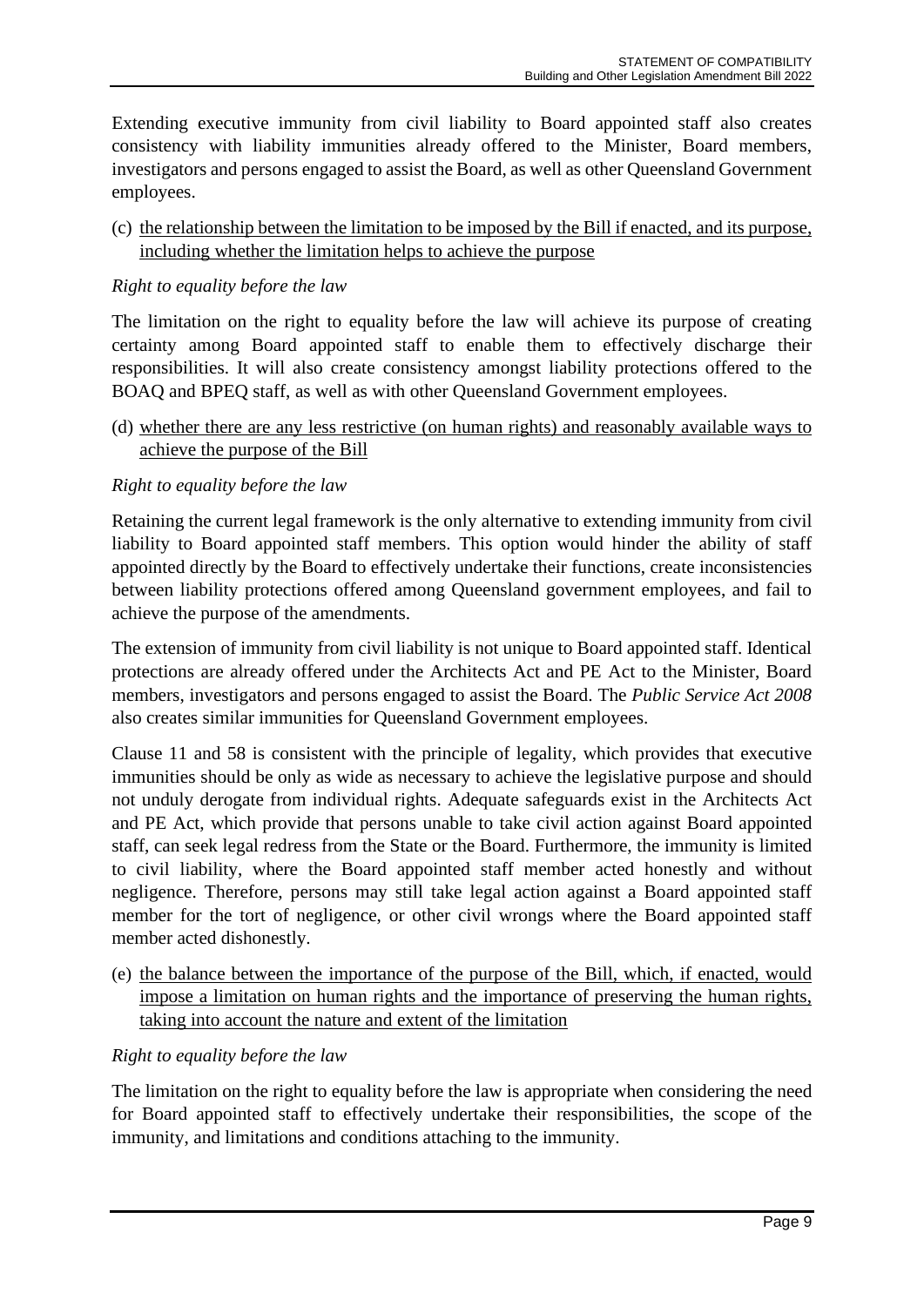Extending executive immunity from civil liability to Board appointed staff also creates consistency with liability immunities already offered to the Minister, Board members, investigators and persons engaged to assist the Board, as well as other Queensland Government employees.

(c) <u>the relationship between the limitation to be imposed by the Bill if enacted, and its purpose, including whether the limitation helps to achieve the purpose</u>

*Right to equality before the law*

The limitation on the right to equality before the law will achieve its purpose of creating certainty among Board appointed staff to enable them to effectively discharge their responsibilities. It will also create consistency amongst liability protections offered to the BOAQ and BPEQ staff, as well as with other Queensland Government employees.

(d) <u>whether there are any less restrictive (on human rights) and reasonably available ways to achieve the purpose of the Bill</u>

*Right to equality before the law*

Retaining the current legal framework is the only alternative to extending immunity from civil liability to Board appointed staff members. This option would hinder the ability of staff appointed directly by the Board to effectively undertake their functions, create inconsistencies between liability protections offered among Queensland government employees, and fail to achieve the purpose of the amendments.

The extension of immunity from civil liability is not unique to Board appointed staff. Identical protections are already offered under the Architects Act and PE Act to the Minister, Board members, investigators and persons engaged to assist the Board. The *Public Service Act 2008* also creates similar immunities for Queensland Government employees.

Clause 11 and 58 is consistent with the principle of legality, which provides that executive immunities should be only as wide as necessary to achieve the legislative purpose and should not unduly derogate from individual rights. Adequate safeguards exist in the Architects Act and PE Act, which provide that persons unable to take civil action against Board appointed staff, can seek legal redress from the State or the Board. Furthermore, the immunity is limited to civil liability, where the Board appointed staff member acted honestly and without negligence. Therefore, persons may still take legal action against a Board appointed staff member for the tort of negligence, or other civil wrongs where the Board appointed staff member acted dishonestly.

(e) <u>the balance between the importance of the purpose of the Bill, which, if enacted, would impose a limitation on human rights and the importance of preserving the human rights, taking into account the nature and extent of the limitation</u>

*Right to equality before the law*

The limitation on the right to equality before the law is appropriate when considering the need for Board appointed staff to effectively undertake their responsibilities, the scope of the immunity, and limitations and conditions attaching to the immunity.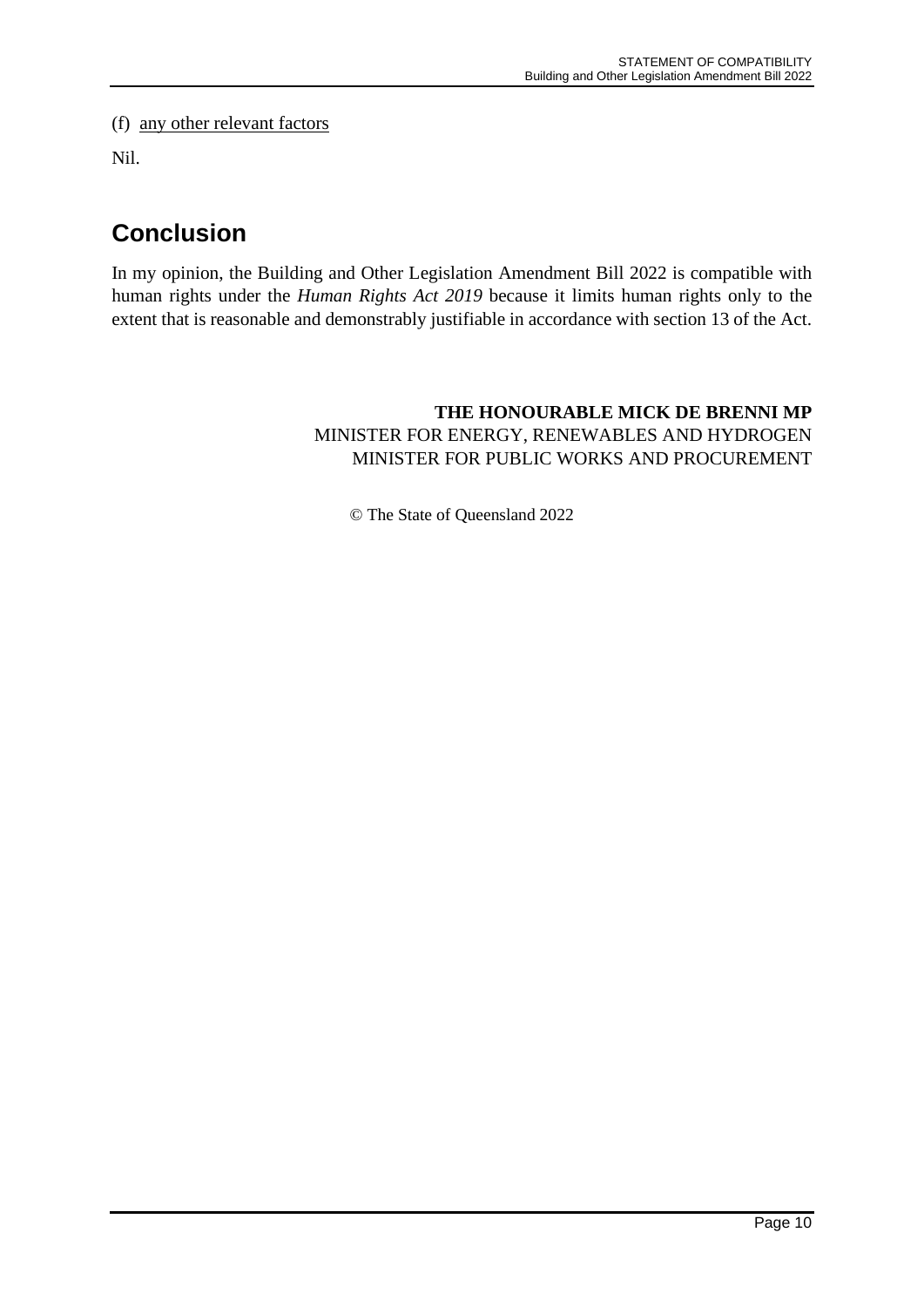(f) any other relevant factors

Nil.

## Conclusion

In my opinion, the Building and Other Legislation Amendment Bill 2022 is compatible with human rights under the *Human Rights Act 2019* because it limits human rights only to the extent that is reasonable and demonstrably justifiable in accordance with section 13 of the Act.

**THE HONOURABLE MICK DE BRENNI MP**
MINISTER FOR ENERGY, RENEWABLES AND HYDROGEN
MINISTER FOR PUBLIC WORKS AND PROCUREMENT

© The State of Queensland 2022